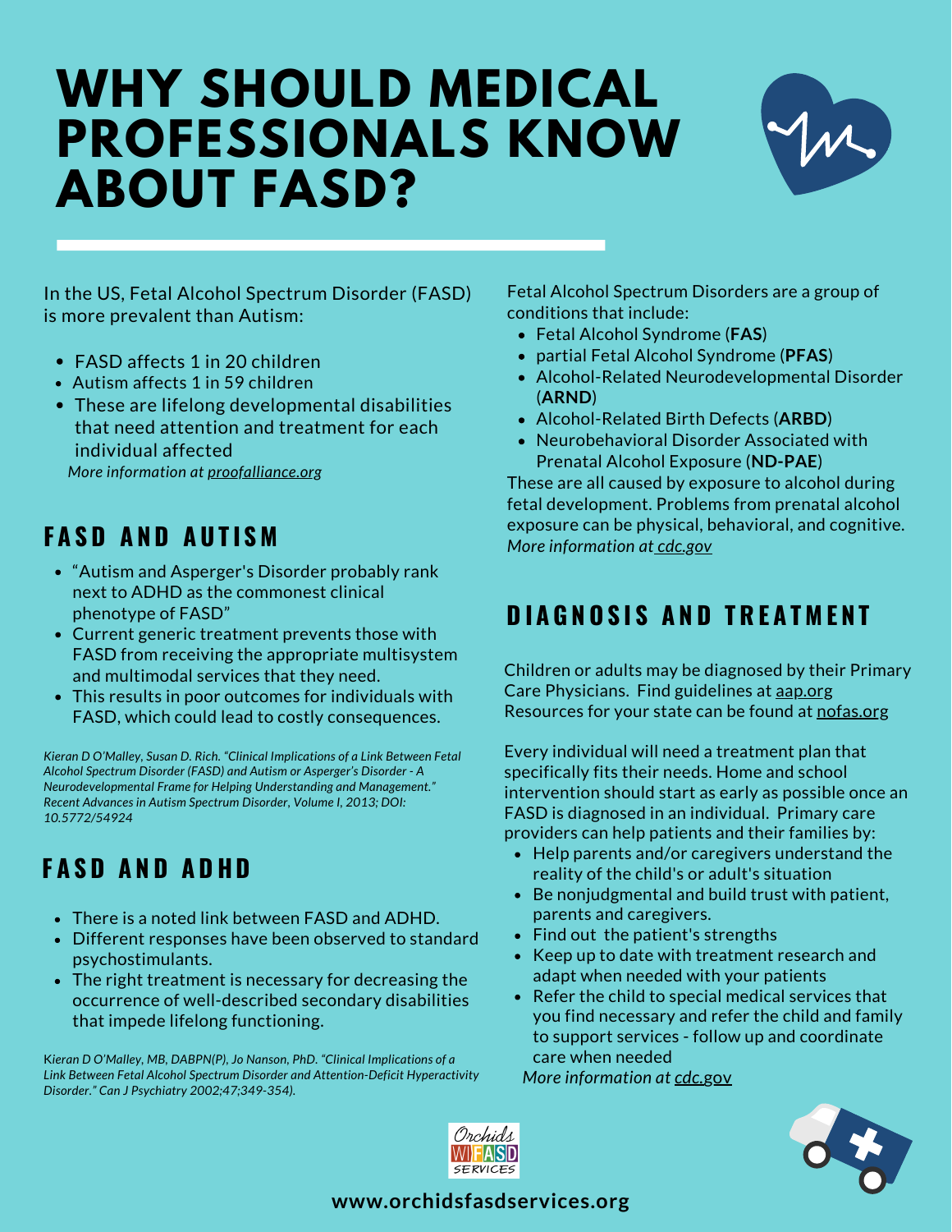# WHY SHOULD MEDICAL PROFESSIONALS KNOW ABOUT FASD?

In the US, Fetal Alcohol Spectrum Disorder (FASD) is more prevalent than Autism:

- FASD affects 1 in 20 children
- Autism affects 1 in 59 children
- These are lifelong developmental disabilities that need attention and treatment for each individual affected

*More information at proofalliance.org*

## FASD AND AUTISM

- "Autism and Asperger's Disorder probably rank next to ADHD as the commonest clinical phenotype of FASD"
- Current generic treatment prevents those with FASD from receiving the appropriate multisystem and multimodal services that they need.
- This results in poor outcomes for individuals with FASD, which could lead to costly consequences.

*Kieran D O'Malley, Susan D. Rich. "Clinical Implications of a Link Between Fetal Alcohol Spectrum Disorder (FASD) and Autism or Asperger's Disorder - A Neurodevelopmental Frame for Helping Understanding and Management." Recent Advances in Autism Spectrum Disorder, Volume I, 2013; DOI: 10.5772/54924*

## FASD AND ADHD

- There is a noted link between FASD and ADHD.
- Different responses have been observed to standard psychostimulants.
- The right treatment is necessary for decreasing the occurrence of well-described secondary disabilities that impede lifelong functioning.

*Kieran D O'Malley, MB, DABPN(P), Jo Nanson, PhD. "Clinical Implications of a Link Between Fetal Alcohol Spectrum Disorder and Attention-Deficit Hyperactivity Disorder." Can J Psychiatry 2002;47;349-354).*

Fetal Alcohol Spectrum Disorders are a group of conditions that include:

- Fetal Alcohol Syndrome (**FAS**)
- partial Fetal Alcohol Syndrome (**PFAS**)
- Alcohol-Related Neurodevelopmental Disorder (**ARND**)
- Alcohol-Related Birth Defects (**ARBD**)
- Neurobehavioral Disorder Associated with Prenatal Alcohol Exposure (**ND-PAE**)

These are all caused by exposure to alcohol during fetal development. Problems from prenatal alcohol exposure can be physical, behavioral, and cognitive.
*More information at cdc.gov*

## DIAGNOSIS AND TREATMENT

Children or adults may be diagnosed by their Primary Care Physicians. Find guidelines at aap.org
Resources for your state can be found at nofas.org

Every individual will need a treatment plan that specifically fits their needs. Home and school intervention should start as early as possible once an FASD is diagnosed in an individual. Primary care providers can help patients and their families by:

- Help parents and/or caregivers understand the reality of the child's or adult's situation
- Be nonjudgmental and build trust with patient, parents and caregivers.
- Find out the patient's strengths
- Keep up to date with treatment research and adapt when needed with your patients
- Refer the child to special medical services that you find necessary and refer the child and family to support services - follow up and coordinate care when needed

*More information at cdc.gov*

www.orchidsfasdservices.org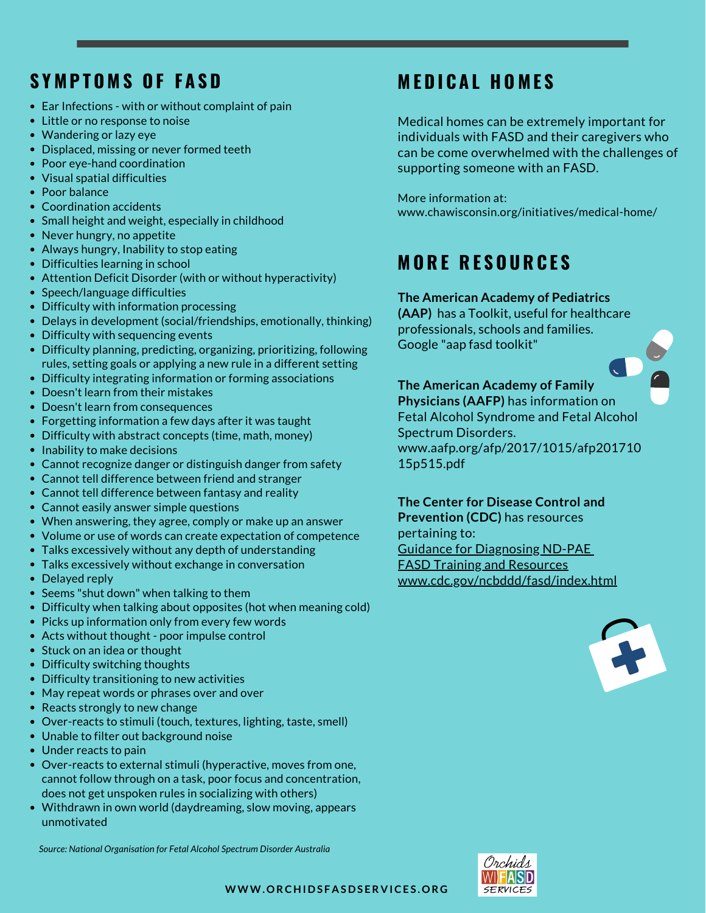## SYMPTOMS OF FASD

- Ear Infections - with or without complaint of pain
- Little or no response to noise
- Wandering or lazy eye
- Displaced, missing or never formed teeth
- Poor eye-hand coordination
- Visual spatial difficulties
- Poor balance
- Coordination accidents
- Small height and weight, especially in childhood
- Never hungry, no appetite
- Always hungry, Inability to stop eating
- Difficulties learning in school
- Attention Deficit Disorder (with or without hyperactivity)
- Speech/language difficulties
- Difficulty with information processing
- Delays in development (social/friendships, emotionally, thinking)
- Difficulty with sequencing events
- Difficulty planning, predicting, organizing, prioritizing, following rules, setting goals or applying a new rule in a different setting
- Difficulty integrating information or forming associations
- Doesn't learn from their mistakes
- Doesn't learn from consequences
- Forgetting information a few days after it was taught
- Difficulty with abstract concepts (time, math, money)
- Inability to make decisions
- Cannot recognize danger or distinguish danger from safety
- Cannot tell difference between friend and stranger
- Cannot tell difference between fantasy and reality
- Cannot easily answer simple questions
- When answering, they agree, comply or make up an answer
- Volume or use of words can create expectation of competence
- Talks excessively without any depth of understanding
- Talks excessively without exchange in conversation
- Delayed reply
- Seems "shut down" when talking to them
- Difficulty when talking about opposites (hot when meaning cold)
- Picks up information only from every few words
- Acts without thought - poor impulse control
- Stuck on an idea or thought
- Difficulty switching thoughts
- Difficulty transitioning to new activities
- May repeat words or phrases over and over
- Reacts strongly to new change
- Over-reacts to stimuli (touch, textures, lighting, taste, smell)
- Unable to filter out background noise
- Under reacts to pain
- Over-reacts to external stimuli (hyperactive, moves from one, cannot follow through on a task, poor focus and concentration, does not get unspoken rules in socializing with others)
- Withdrawn in own world (daydreaming, slow moving, appears unmotivated

*Source: National Organisation for Fetal Alcohol Spectrum Disorder Australia*

## MEDICAL HOMES

Medical homes can be extremely important for individuals with FASD and their caregivers who can be come overwhelmed with the challenges of supporting someone with an FASD.

More information at:
www.chawisconsin.org/initiatives/medical-home/

## MORE RESOURCES

**The American Academy of Pediatrics (AAP)** has a Toolkit, useful for healthcare professionals, schools and families. Google "aap fasd toolkit"

**The American Academy of Family Physicians (AAFP)** has information on Fetal Alcohol Syndrome and Fetal Alcohol Spectrum Disorders.
www.aafp.org/afp/2017/1015/afp20171015p515.pdf

**The Center for Disease Control and Prevention (CDC)** has resources pertaining to:
Guidance for Diagnosing ND-PAE
FASD Training and Resources
www.cdc.gov/ncbddd/fasd/index.html

WWW.ORCHIDSFASDSERVICES.ORG

Orchids WI FASD SERVICES